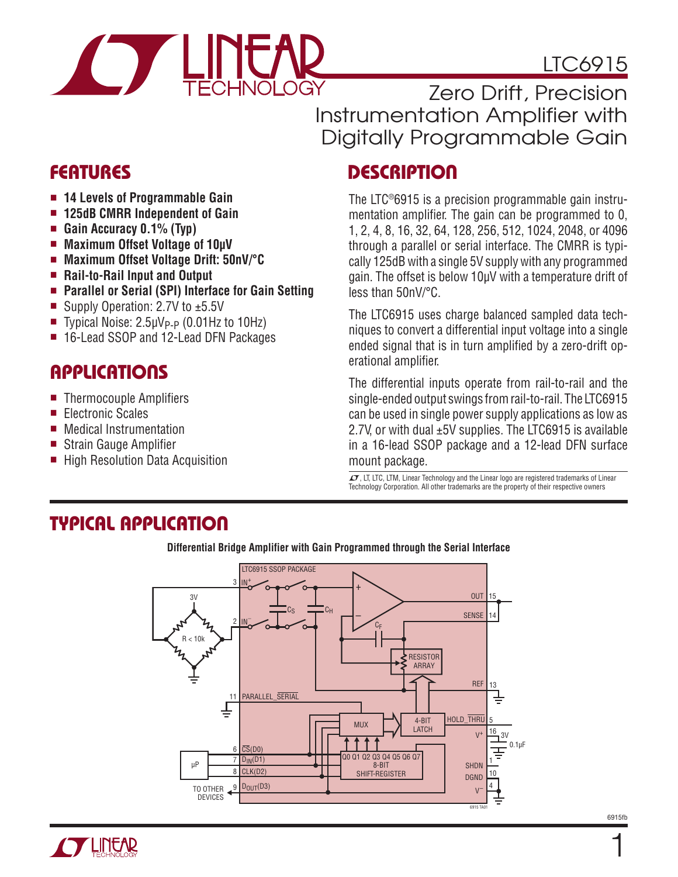# LTC6915

## Zero Drift, Precision Instrumentation Amplifier with Digitally Programmable Gain

## FEATURES

- **14 Levels of Programmable Gain**
- **125dB CMRR Independent of Gain**
- **Gain Accuracy 0.1% (Typ)**
- **Maximum Offset Voltage of 10μV**
- **Maximum Offset Voltage Drift: 50nV/°C**
- **Rail-to-Rail Input and Output**
- **Parallel or Serial (SPI) Interface for Gain Setting**
- Supply Operation: 2.7V to ±5.5V
- Typical Noise: $2.5\mu V_{P-P}$ (0.01Hz to 10Hz)
- 16-Lead SSOP and 12-Lead DFN Packages

## APPLICATIONS

- Thermocouple Amplifiers
- Electronic Scales
- Medical Instrumentation
- Strain Gauge Amplifier
- High Resolution Data Acquisition

## DESCRIPTION

The LTC®6915 is a precision programmable gain instrumentation amplifier. The gain can be programmed to 0, 1, 2, 4, 8, 16, 32, 64, 128, 256, 512, 1024, 2048, or 4096 through a parallel or serial interface. The CMRR is typically 125dB with a single 5V supply with any programmed gain. The offset is below 10μV with a temperature drift of less than 50nV/°C.

The LTC6915 uses charge balanced sampled data techniques to convert a differential input voltage into a single ended signal that is in turn amplified by a zero-drift operational amplifier.

The differential inputs operate from rail-to-rail and the single-ended output swings from rail-to-rail. The LTC6915 can be used in single power supply applications as low as 2.7V, or with dual ±5V supplies. The LTC6915 is available in a 16-lead SSOP package and a 12-lead DFN surface mount package.

LT, LTC, LTM, Linear Technology and the Linear logo are registered trademarks of Linear Technology Corporation. All other trademarks are the property of their respective owners

## TYPICAL APPLICATION

**Differential Bridge Amplifier with Gain Programmed through the Serial Interface**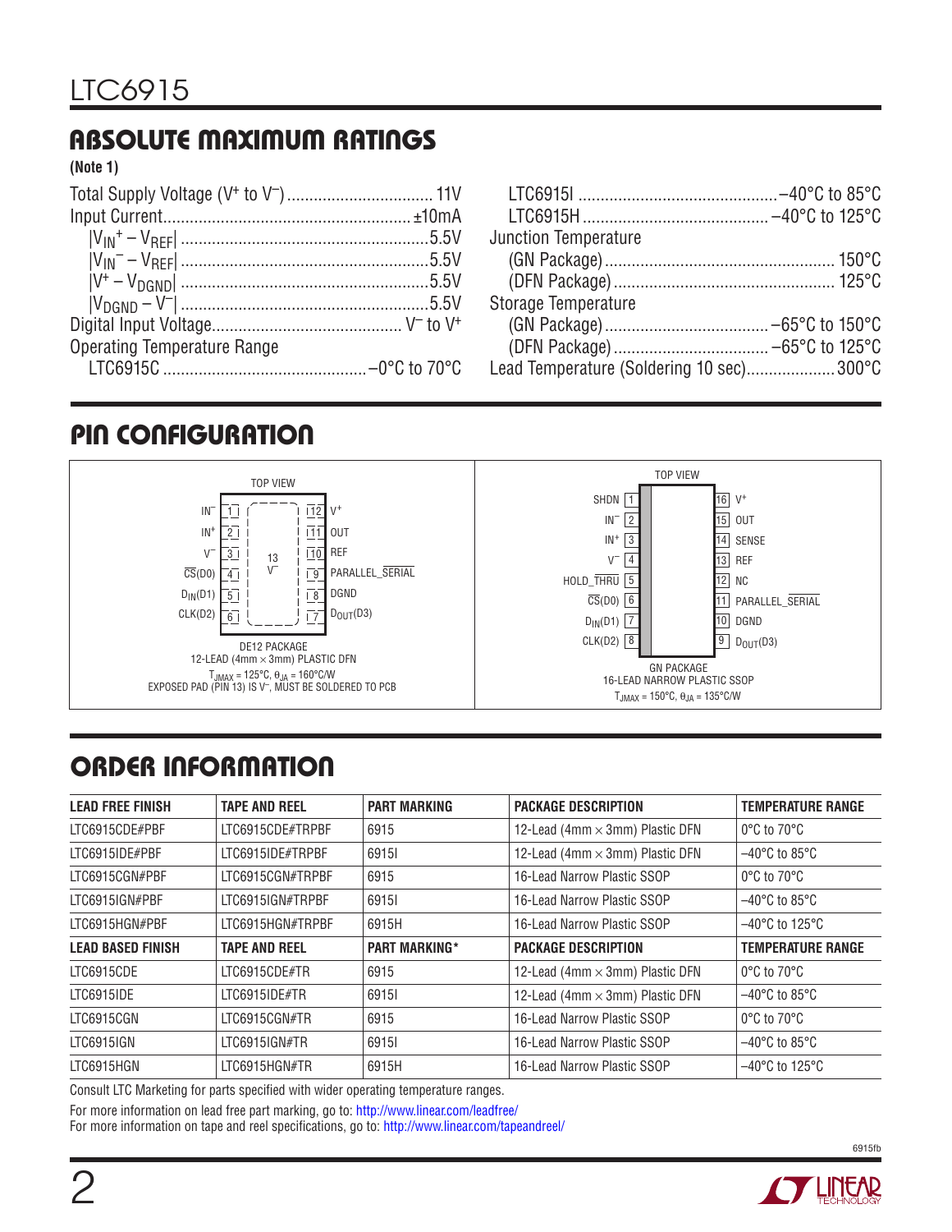## ABSOLUTE MAXIMUM RATINGS

**(Note 1)**

Total Supply Voltage ($V^+$ to $V^-$) .................................. 11V
Input Current.......................................................... ±10mA
$|V_{IN}^+ - V_{REF}|$ ........................................................5.5V
$|V_{IN}^- - V_{REF}|$ ........................................................5.5V
$|V^+ - V_{DGND}|$ ........................................................5.5V
$|V_{DGND} - V^-|$ ........................................................5.5V
Digital Input Voltage........................................... $V^-$ to $V^+$
Operating Temperature Range
LTC6915C ............................................–0°C to 70°C
LTC6915I ............................................–40°C to 85°C
LTC6915H ..........................................–40°C to 125°C
Junction Temperature
(GN Package) .................................................... 150°C
(DFN Package) .................................................. 125°C
Storage Temperature
(GN Package) ....................................–65°C to 150°C
(DFN Package) ...................................–65°C to 125°C
Lead Temperature (Soldering 10 sec)..................... 300°C

## PIN CONFIGURATION

TOP VIEW

| Pin | Name | Pin | Name |
|---|---|---|---|
| 1 | $IN^-$ | 12 | $V^+$ |
| 2 | $IN^+$ | 11 | OUT |
| 3 | $V^-$ | 10 | REF |
| 4 | $\overline{CS}$(D0) | 9 | PARALLEL_$\overline{SERIAL}$ |
| 5 | $D_{IN}$(D1) | 8 | DGND |
| 6 | CLK(D2) | 7 | $D_{OUT}$(D3) |

13 $V^-$

DE12 PACKAGE
12-LEAD (4mm × 3mm) PLASTIC DFN
$T_{JMAX} = 125°C$, $\theta_{JA} = 160°C/W$
EXPOSED PAD (PIN 13) IS $V^-$, MUST BE SOLDERED TO PCB

TOP VIEW

| Pin | Name | Pin | Name |
|---|---|---|---|
| 1 | SHDN | 16 | $V^+$ |
| 2 | $IN^-$ | 15 | OUT |
| 3 | $IN^+$ | 14 | SENSE |
| 4 | $V^-$ | 13 | REF |
| 5 | HOLD_THRU | 12 | NC |
| 6 | $\overline{CS}$(D0) | 11 | PARALLEL_$\overline{SERIAL}$ |
| 7 | $D_{IN}$(D1) | 10 | DGND |
| 8 | CLK(D2) | 9 | $D_{OUT}$(D3) |

GN PACKAGE
16-LEAD NARROW PLASTIC SSOP
$T_{JMAX} = 150°C$, $\theta_{JA} = 135°C/W$

## ORDER INFORMATION

| LEAD FREE FINISH | TAPE AND REEL | PART MARKING | PACKAGE DESCRIPTION | TEMPERATURE RANGE |
|---|---|---|---|---|
| LTC6915CDE#PBF | LTC6915CDE#TRPBF | 6915 | 12-Lead (4mm × 3mm) Plastic DFN | 0°C to 70°C |
| LTC6915IDE#PBF | LTC6915IDE#TRPBF | 6915I | 12-Lead (4mm × 3mm) Plastic DFN | –40°C to 85°C |
| LTC6915CGN#PBF | LTC6915CGN#TRPBF | 6915 | 16-Lead Narrow Plastic SSOP | 0°C to 70°C |
| LTC6915IGN#PBF | LTC6915IGN#TRPBF | 6915I | 16-Lead Narrow Plastic SSOP | –40°C to 85°C |
| LTC6915HGN#PBF | LTC6915HGN#TRPBF | 6915H | 16-Lead Narrow Plastic SSOP | –40°C to 125°C |
| **LEAD BASED FINISH** | **TAPE AND REEL** | **PART MARKING*** | **PACKAGE DESCRIPTION** | **TEMPERATURE RANGE** |
| LTC6915CDE | LTC6915CDE#TR | 6915 | 12-Lead (4mm × 3mm) Plastic DFN | 0°C to 70°C |
| LTC6915IDE | LTC6915IDE#TR | 6915I | 12-Lead (4mm × 3mm) Plastic DFN | –40°C to 85°C |
| LTC6915CGN | LTC6915CGN#TR | 6915 | 16-Lead Narrow Plastic SSOP | 0°C to 70°C |
| LTC6915IGN | LTC6915IGN#TR | 6915I | 16-Lead Narrow Plastic SSOP | –40°C to 85°C |
| LTC6915HGN | LTC6915HGN#TR | 6915H | 16-Lead Narrow Plastic SSOP | –40°C to 125°C |

Consult LTC Marketing for parts specified with wider operating temperature ranges.

For more information on lead free part marking, go to: http://www.linear.com/leadfree/
For more information on tape and reel specifications, go to: http://www.linear.com/tapeandreel/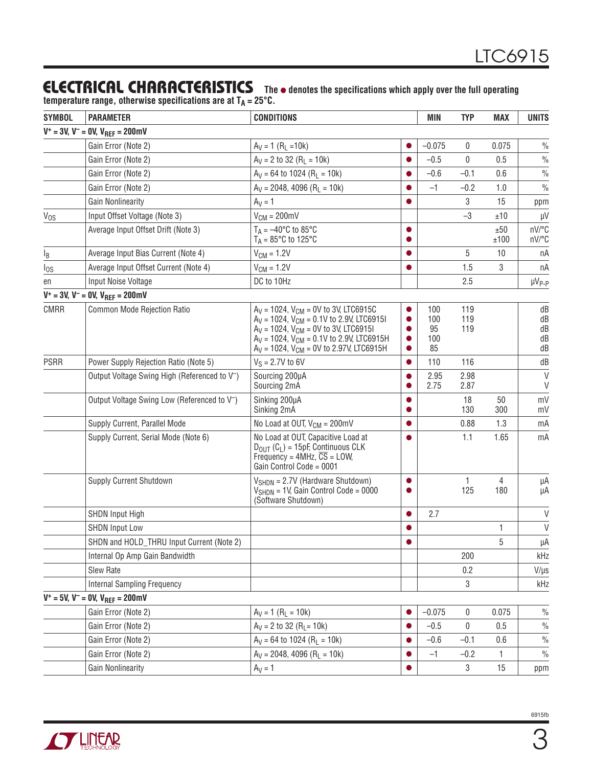## ELECTRICAL CHARACTERISTICS

**The ● denotes the specifications which apply over the full operating temperature range, otherwise specifications are at $T_A$ = 25°C.**

| SYMBOL | PARAMETER | CONDITIONS | | MIN | TYP | MAX | UNITS |
|---|---|---|---|---|---|---|---|
| **$V^+$ = 3V, $V^-$ = 0V, $V_{REF}$ = 200mV** | | | | | | | |
| | Gain Error (Note 2) | $A_V$ = 1 ($R_L$ =10k) | ● | –0.075 | 0 | 0.075 | % |
| | Gain Error (Note 2) | $A_V$ = 2 to 32 ($R_L$ = 10k) | ● | –0.5 | 0 | 0.5 | % |
| | Gain Error (Note 2) | $A_V$ = 64 to 1024 ($R_L$ = 10k) | ● | –0.6 | –0.1 | 0.6 | % |
| | Gain Error (Note 2) | $A_V$ = 2048, 4096 ($R_L$ = 10k) | ● | –1 | –0.2 | 1.0 | % |
| | Gain Nonlinearity | $A_V$ = 1 | ● | | 3 | 15 | ppm |
| $V_{OS}$ | Input Offset Voltage (Note 3) | $V_{CM}$ = 200mV | | | –3 | ±10 | µV |
| | Average Input Offset Drift (Note 3) | $T_A$ = –40°C to 85°C<br>$T_A$ = 85°C to 125°C | ●<br>● | | | ±50<br>±100 | nV/°C<br>nV/°C |
| $I_B$ | Average Input Bias Current (Note 4) | $V_{CM}$ = 1.2V | ● | | 5 | 10 | nA |
| $I_{OS}$ | Average Input Offset Current (Note 4) | $V_{CM}$ = 1.2V | ● | | 1.5 | 3 | nA |
| en | Input Noise Voltage | DC to 10Hz | | | 2.5 | | $µV_{P-P}$ |
| **$V^+$ = 3V, $V^-$ = 0V, $V_{REF}$ = 200mV** | | | | | | | |
| CMRR | Common Mode Rejection Ratio | $A_V$ = 1024, $V_{CM}$ = 0V to 3V, LTC6915C<br>$A_V$ = 1024, $V_{CM}$ = 0.1V to 2.9V, LTC6915I<br>$A_V$ = 1024, $V_{CM}$ = 0V to 3V, LTC6915I<br>$A_V$ = 1024, $V_{CM}$ = 0.1V to 2.9V, LTC6915H<br>$A_V$ = 1024, $V_{CM}$ = 0V to 2.97V, LTC6915H | ●<br>●<br>●<br>●<br>● | 100<br>100<br>95<br>100<br>85 | 119<br>119<br>119 | | dB<br>dB<br>dB<br>dB<br>dB |
| PSRR | Power Supply Rejection Ratio (Note 5) | $V_S$ = 2.7V to 6V | ● | 110 | 116 | | dB |
| | Output Voltage Swing High (Referenced to $V^-$) | Sourcing 200µA<br>Sourcing 2mA | ●<br>● | 2.95<br>2.75 | 2.98<br>2.87 | | V<br>V |
| | Output Voltage Swing Low (Referenced to $V^-$) | Sinking 200µA<br>Sinking 2mA | ●<br>● | | 18<br>130 | 50<br>300 | mV<br>mV |
| | Supply Current, Parallel Mode | No Load at OUT, $V_{CM}$ = 200mV | ● | | 0.88 | 1.3 | mA |
| | Supply Current, Serial Mode (Note 6) | No Load at OUT, Capacitive Load at $D_{OUT}$ ($C_L$) = 15pF, Continuous CLK Frequency = 4MHz, $\overline{CS}$ = LOW, Gain Control Code = 0001 | ● | | 1.1 | 1.65 | mA |
| | Supply Current Shutdown | $V_{SHDN}$ = 2.7V (Hardware Shutdown)<br>$V_{SHDN}$ = 1V, Gain Control Code = 0000 (Software Shutdown) | ●<br>● | | 1<br>125 | 4<br>180 | µA<br>µA |
| | SHDN Input High | | ● | 2.7 | | | V |
| | SHDN Input Low | | ● | | | 1 | V |
| | SHDN and HOLD_THRU Input Current (Note 2) | | ● | | | 5 | µA |
| | Internal Op Amp Gain Bandwidth | | | | 200 | | kHz |
| | Slew Rate | | | | 0.2 | | V/µs |
| | Internal Sampling Frequency | | | | 3 | | kHz |
| **$V^+$ = 5V, $V^-$ = 0V, $V_{REF}$ = 200mV** | | | | | | | |
| | Gain Error (Note 2) | $A_V$ = 1 ($R_L$ = 10k) | ● | –0.075 | 0 | 0.075 | % |
| | Gain Error (Note 2) | $A_V$ = 2 to 32 ($R_L$= 10k) | ● | –0.5 | 0 | 0.5 | % |
| | Gain Error (Note 2) | $A_V$ = 64 to 1024 ($R_L$ = 10k) | ● | –0.6 | –0.1 | 0.6 | % |
| | Gain Error (Note 2) | $A_V$ = 2048, 4096 ($R_L$ = 10k) | ● | –1 | –0.2 | 1 | % |
| | Gain Nonlinearity | $A_V$ = 1 | ● | | 3 | 15 | ppm |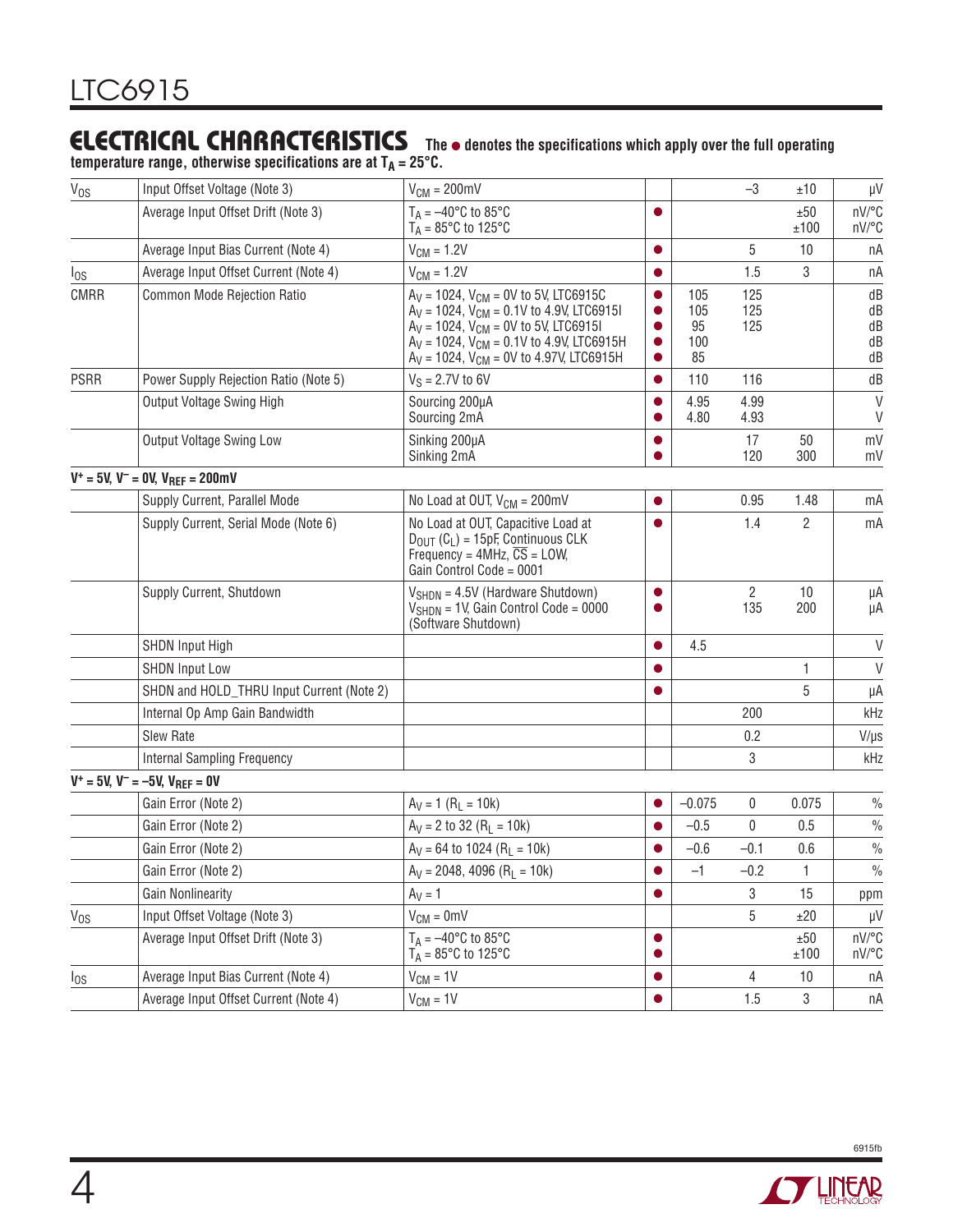## ELECTRICAL CHARACTERISTICS

**The ● denotes the specifications which apply over the full operating temperature range, otherwise specifications are at $T_A$ = 25°C.**

| SYMBOL | PARAMETER | CONDITIONS | | MIN | TYP | MAX | UNITS |
|---|---|---|---|---|---|---|---|
| $V_{OS}$ | Input Offset Voltage (Note 3) | $V_{CM}$ = 200mV | | | –3 | ±10 | µV |
| | Average Input Offset Drift (Note 3) | $T_A$ = –40°C to 85°C<br>$T_A$ = 85°C to 125°C | ● | | | ±50<br>±100 | nV/°C<br>nV/°C |
| | Average Input Bias Current (Note 4) | $V_{CM}$ = 1.2V | ● | | 5 | 10 | nA |
| $I_{OS}$ | Average Input Offset Current (Note 4) | $V_{CM}$ = 1.2V | ● | | 1.5 | 3 | nA |
| CMRR | Common Mode Rejection Ratio | $A_V$ = 1024, $V_{CM}$ = 0V to 5V, LTC6915C<br>$A_V$ = 1024, $V_{CM}$ = 0.1V to 4.9V, LTC6915I<br>$A_V$ = 1024, $V_{CM}$ = 0V to 5V, LTC6915I<br>$A_V$ = 1024, $V_{CM}$ = 0.1V to 4.9V, LTC6915H<br>$A_V$ = 1024, $V_{CM}$ = 0V to 4.97V, LTC6915H | ●<br>●<br>●<br>●<br>● | 105<br>105<br>95<br>100<br>85 | 125<br>125<br>125 | | dB<br>dB<br>dB<br>dB<br>dB |
| PSRR | Power Supply Rejection Ratio (Note 5) | $V_S$ = 2.7V to 6V | ● | 110 | 116 | | dB |
| | Output Voltage Swing High | Sourcing 200µA<br>Sourcing 2mA | ●<br>● | 4.95<br>4.80 | 4.99<br>4.93 | | V<br>V |
| | Output Voltage Swing Low | Sinking 200µA<br>Sinking 2mA | ●<br>● | | 17<br>120 | 50<br>300 | mV<br>mV |
| **$V^+$ = 5V, $V^-$ = 0V, $V_{REF}$ = 200mV** | | | | | | | |
| | Supply Current, Parallel Mode | No Load at OUT, $V_{CM}$ = 200mV | ● | | 0.95 | 1.48 | mA |
| | Supply Current, Serial Mode (Note 6) | No Load at OUT, Capacitive Load at $D_{OUT}$ ($C_L$) = 15pF, Continuous CLK Frequency = 4MHz, $\overline{CS}$ = LOW, Gain Control Code = 0001 | ● | | 1.4 | 2 | mA |
| | Supply Current, Shutdown | $V_{SHDN}$ = 4.5V (Hardware Shutdown)<br>$V_{SHDN}$ = 1V, Gain Control Code = 0000 (Software Shutdown) | ●<br>● | | 2<br>135 | 10<br>200 | µA<br>µA |
| | SHDN Input High | | ● | 4.5 | | | V |
| | SHDN Input Low | | ● | | | 1 | V |
| | SHDN and HOLD_THRU Input Current (Note 2) | | ● | | | 5 | µA |
| | Internal Op Amp Gain Bandwidth | | | | 200 | | kHz |
| | Slew Rate | | | | 0.2 | | V/µs |
| | Internal Sampling Frequency | | | | 3 | | kHz |
| **$V^+$ = 5V, $V^-$ = –5V, $V_{REF}$ = 0V** | | | | | | | |
| | Gain Error (Note 2) | $A_V$ = 1 ($R_L$ = 10k) | ● | –0.075 | 0 | 0.075 | % |
| | Gain Error (Note 2) | $A_V$ = 2 to 32 ($R_L$ = 10k) | ● | –0.5 | 0 | 0.5 | % |
| | Gain Error (Note 2) | $A_V$ = 64 to 1024 ($R_L$ = 10k) | ● | –0.6 | –0.1 | 0.6 | % |
| | Gain Error (Note 2) | $A_V$ = 2048, 4096 ($R_L$ = 10k) | ● | –1 | –0.2 | 1 | % |
| | Gain Nonlinearity | $A_V$ = 1 | ● | | 3 | 15 | ppm |
| $V_{OS}$ | Input Offset Voltage (Note 3) | $V_{CM}$ = 0mV | | | 5 | ±20 | µV |
| | Average Input Offset Drift (Note 3) | $T_A$ = –40°C to 85°C<br>$T_A$ = 85°C to 125°C | ●<br>● | | | ±50<br>±100 | nV/°C<br>nV/°C |
| $I_{OS}$ | Average Input Bias Current (Note 4) | $V_{CM}$ = 1V | ● | | 4 | 10 | nA |
| | Average Input Offset Current (Note 4) | $V_{CM}$ = 1V | ● | | 1.5 | 3 | nA |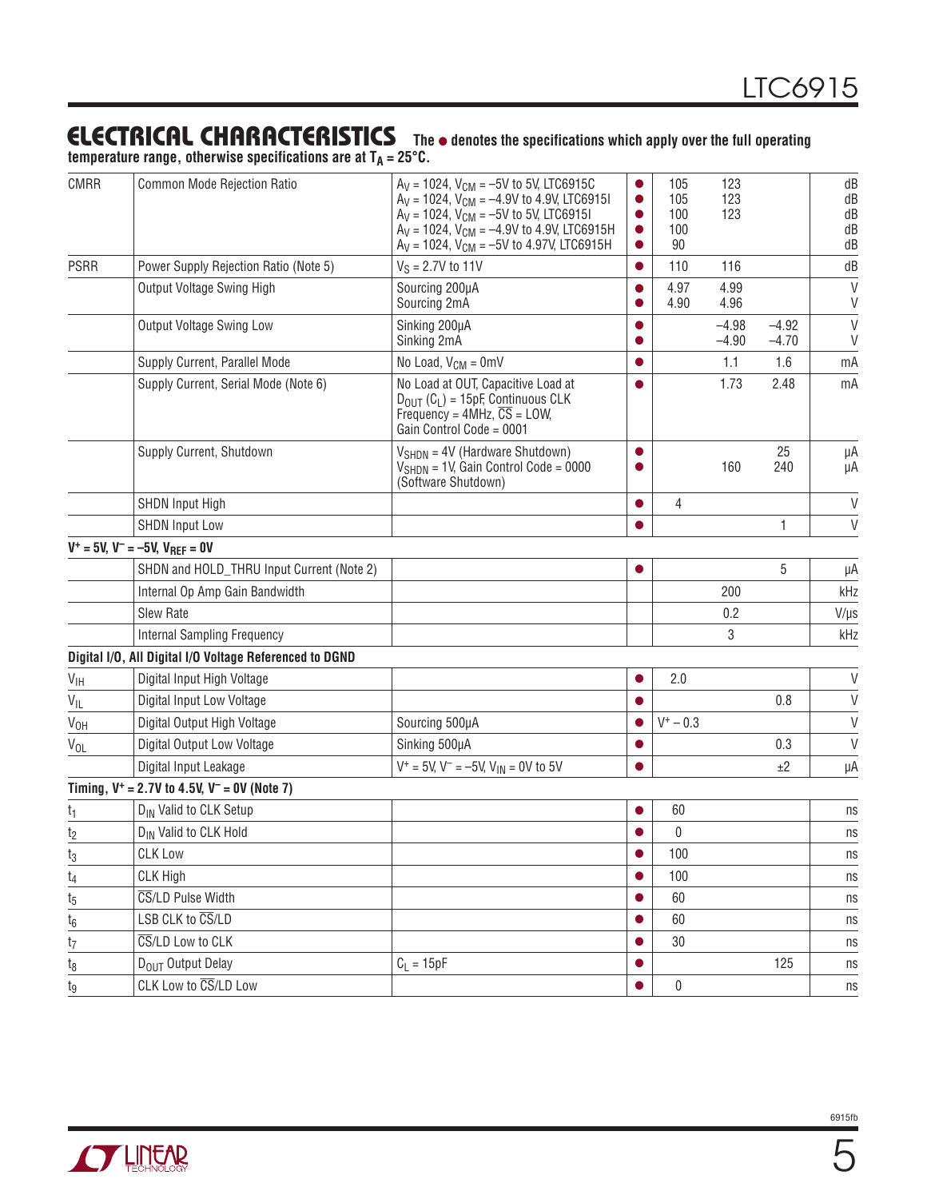## ELECTRICAL CHARACTERISTICS

**The ● denotes the specifications which apply over the full operating temperature range, otherwise specifications are at $T_A = 25°C$.**

| SYMBOL | PARAMETER | CONDITIONS | | MIN | TYP | MAX | UNITS |
|---|---|---|---|---|---|---|---|
| CMRR | Common Mode Rejection Ratio | $A_V = 1024$, $V_{CM} = –5V$ to 5V, LTC6915C<br>$A_V = 1024$, $V_{CM} = –4.9V$ to 4.9V, LTC6915I<br>$A_V = 1024$, $V_{CM} = –5V$ to 5V, LTC6915I<br>$A_V = 1024$, $V_{CM} = –4.9V$ to 4.9V, LTC6915H<br>$A_V = 1024$, $V_{CM} = –5V$ to 4.97V, LTC6915H | ●<br>●<br>●<br>●<br>● | 105<br>105<br>100<br>100<br>90 | 123<br>123<br>123 | | dB<br>dB<br>dB<br>dB<br>dB |
| PSRR | Power Supply Rejection Ratio (Note 5) | $V_S = 2.7V$ to 11V | ● | 110 | 116 | | dB |
| | Output Voltage Swing High | Sourcing 200μA<br>Sourcing 2mA | ●<br>● | 4.97<br>4.90 | 4.99<br>4.96 | | V<br>V |
| | Output Voltage Swing Low | Sinking 200μA<br>Sinking 2mA | ●<br>● | | –4.98<br>–4.90 | –4.92<br>–4.70 | V<br>V |
| | Supply Current, Parallel Mode | No Load, $V_{CM} = 0mV$ | ● | | 1.1 | 1.6 | mA |
| | Supply Current, Serial Mode (Note 6) | No Load at OUT, Capacitive Load at $D_{OUT}$ ($C_L$) = 15pF, Continuous CLK Frequency = 4MHz, $\overline{CS}$ = LOW, Gain Control Code = 0001 | ● | | 1.73 | 2.48 | mA |
| | Supply Current, Shutdown | $V_{SHDN} = 4V$ (Hardware Shutdown)<br>$V_{SHDN} = 1V$, Gain Control Code = 0000 (Software Shutdown) | ●<br>● | | <br>160 | 25<br>240 | μA<br>μA |
| | SHDN Input High | | ● | 4 | | | V |
| | SHDN Input Low | | ● | | | 1 | V |
| **$V^+ = 5V$, $V^– = –5V$, $V_{REF} = 0V$** | | | | | | | |
| | SHDN and HOLD_THRU Input Current (Note 2) | | ● | | | 5 | μA |
| | Internal Op Amp Gain Bandwidth | | | | 200 | | kHz |
| | Slew Rate | | | | 0.2 | | V/μs |
| | Internal Sampling Frequency | | | | 3 | | kHz |
| **Digital I/O, All Digital I/O Voltage Referenced to DGND** | | | | | | | |
| $V_{IH}$ | Digital Input High Voltage | | ● | 2.0 | | | V |
| $V_{IL}$ | Digital Input Low Voltage | | ● | | | 0.8 | V |
| $V_{OH}$ | Digital Output High Voltage | Sourcing 500μA | ● | $V^+ – 0.3$ | | | V |
| $V_{OL}$ | Digital Output Low Voltage | Sinking 500μA | ● | | | 0.3 | V |
| | Digital Input Leakage | $V^+ = 5V$, $V^– = –5V$, $V_{IN} = 0V$ to 5V | ● | | | ±2 | μA |
| **Timing, $V^+ = 2.7V$ to 4.5V, $V^– = 0V$ (Note 7)** | | | | | | | |
| $t_1$ | $D_{IN}$ Valid to CLK Setup | | ● | 60 | | | ns |
| $t_2$ | $D_{IN}$ Valid to CLK Hold | | ● | 0 | | | ns |
| $t_3$ | CLK Low | | ● | 100 | | | ns |
| $t_4$ | CLK High | | ● | 100 | | | ns |
| $t_5$ | $\overline{CS}$/LD Pulse Width | | ● | 60 | | | ns |
| $t_6$ | LSB CLK to $\overline{CS}$/LD | | ● | 60 | | | ns |
| $t_7$ | $\overline{CS}$/LD Low to CLK | | ● | 30 | | | ns |
| $t_8$ | $D_{OUT}$ Output Delay | $C_L = 15pF$ | ● | | | 125 | ns |
| $t_9$ | CLK Low to $\overline{CS}$/LD Low | | ● | 0 | | | ns |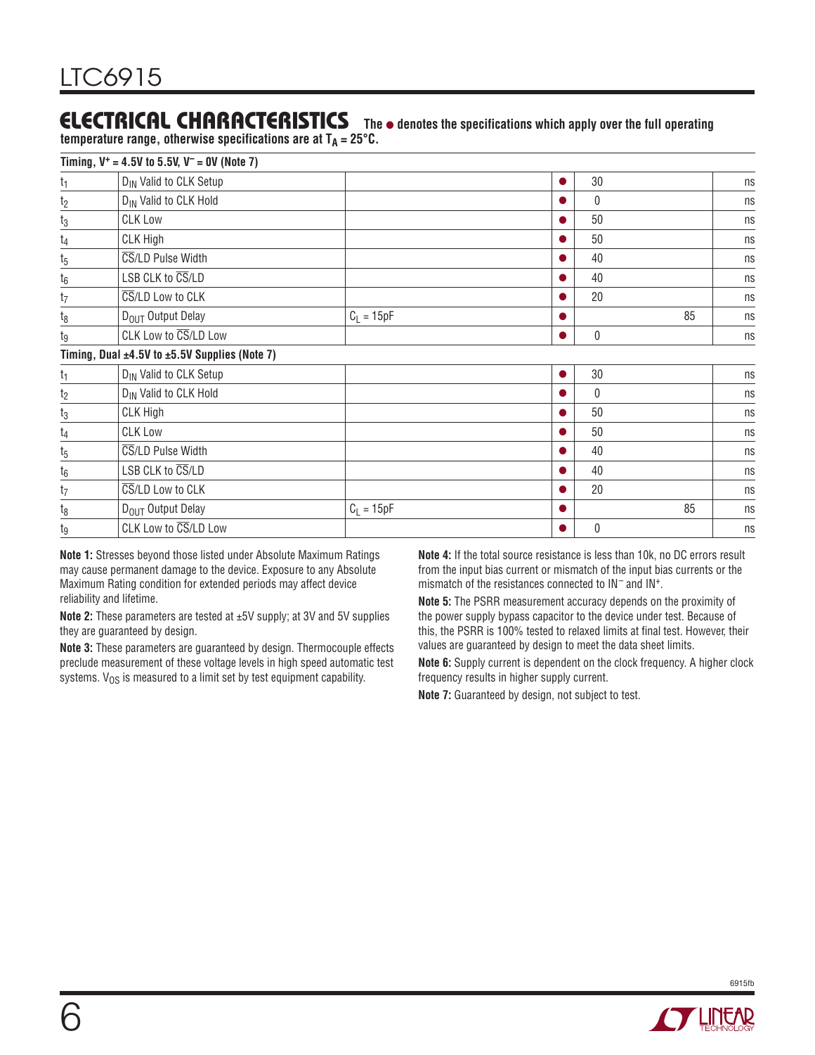## ELECTRICAL CHARACTERISTICS

**The ● denotes the specifications which apply over the full operating temperature range, otherwise specifications are at $T_A = 25°C$.**

| | | | | | | | |
|---|---|---|---|---|---|---|---|
| **Timing, $V^+ = 4.5V$ to $5.5V$, $V^- = 0V$ (Note 7)** | | | | | | | |
| $t_1$ | $D_{IN}$ Valid to CLK Setup | | ● | 30 | | | ns |
| $t_2$ | $D_{IN}$ Valid to CLK Hold | | ● | 0 | | | ns |
| $t_3$ | CLK Low | | ● | 50 | | | ns |
| $t_4$ | CLK High | | ● | 50 | | | ns |
| $t_5$ | $\overline{CS}$/LD Pulse Width | | ● | 40 | | | ns |
| $t_6$ | LSB CLK to $\overline{CS}$/LD | | ● | 40 | | | ns |
| $t_7$ | $\overline{CS}$/LD Low to CLK | | ● | 20 | | | ns |
| $t_8$ | $D_{OUT}$ Output Delay | $C_L = 15pF$ | ● | | | 85 | ns |
| $t_9$ | CLK Low to $\overline{CS}$/LD Low | | ● | 0 | | | ns |
| **Timing, Dual ±4.5V to ±5.5V Supplies (Note 7)** | | | | | | | |
| $t_1$ | $D_{IN}$ Valid to CLK Setup | | ● | 30 | | | ns |
| $t_2$ | $D_{IN}$ Valid to CLK Hold | | ● | 0 | | | ns |
| $t_3$ | CLK High | | ● | 50 | | | ns |
| $t_4$ | CLK Low | | ● | 50 | | | ns |
| $t_5$ | $\overline{CS}$/LD Pulse Width | | ● | 40 | | | ns |
| $t_6$ | LSB CLK to $\overline{CS}$/LD | | ● | 40 | | | ns |
| $t_7$ | $\overline{CS}$/LD Low to CLK | | ● | 20 | | | ns |
| $t_8$ | $D_{OUT}$ Output Delay | $C_L = 15pF$ | ● | | | 85 | ns |
| $t_9$ | CLK Low to $\overline{CS}$/LD Low | | ● | 0 | | | ns |

**Note 1:** Stresses beyond those listed under Absolute Maximum Ratings may cause permanent damage to the device. Exposure to any Absolute Maximum Rating condition for extended periods may affect device reliability and lifetime.

**Note 2:** These parameters are tested at ±5V supply; at 3V and 5V supplies they are guaranteed by design.

**Note 3:** These parameters are guaranteed by design. Thermocouple effects preclude measurement of these voltage levels in high speed automatic test systems. $V_{OS}$ is measured to a limit set by test equipment capability.

**Note 4:** If the total source resistance is less than 10k, no DC errors result from the input bias current or mismatch of the input bias currents or the mismatch of the resistances connected to $IN^-$ and $IN^+$.

**Note 5:** The PSRR measurement accuracy depends on the proximity of the power supply bypass capacitor to the device under test. Because of this, the PSRR is 100% tested to relaxed limits at final test. However, their values are guaranteed by design to meet the data sheet limits.

**Note 6:** Supply current is dependent on the clock frequency. A higher clock frequency results in higher supply current.

**Note 7:** Guaranteed by design, not subject to test.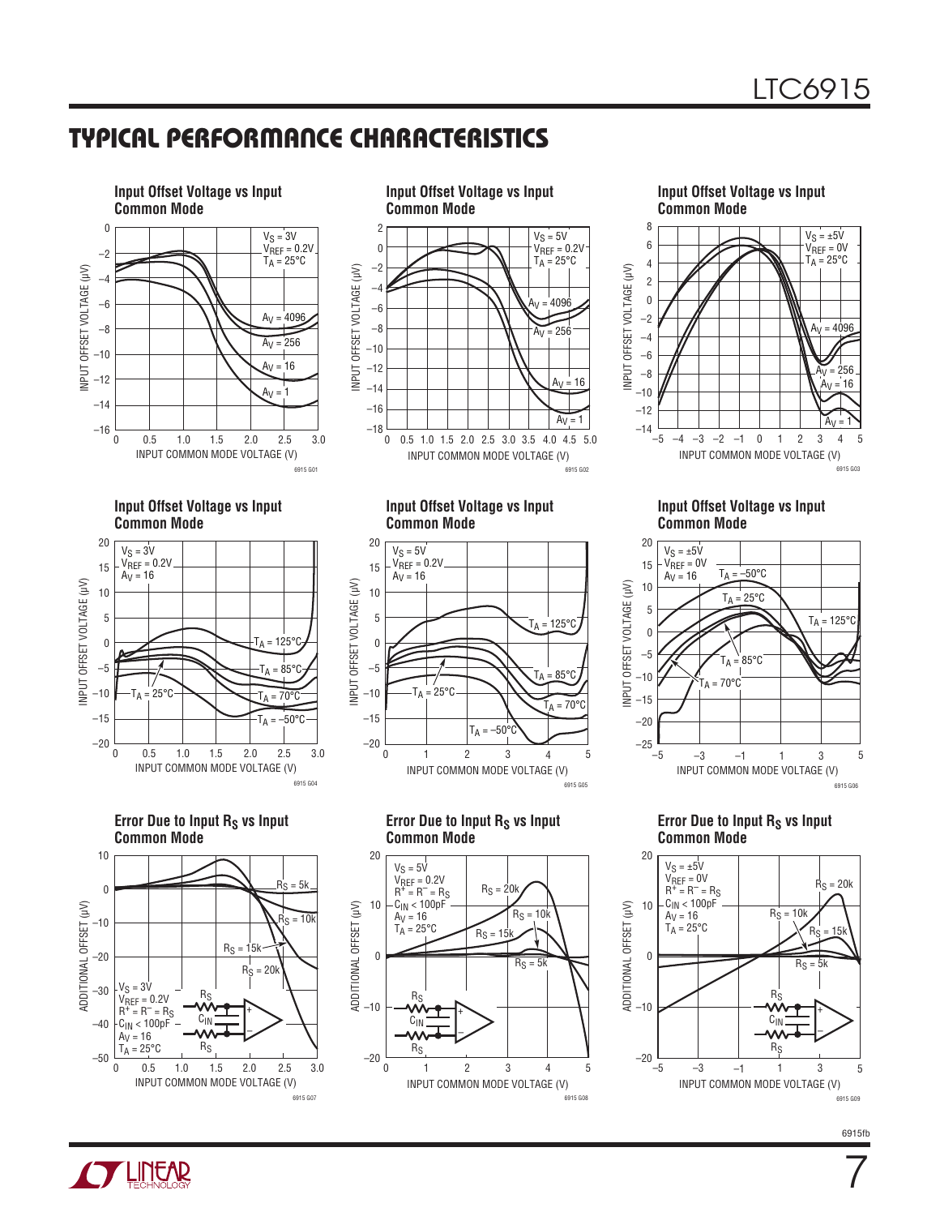## TYPICAL PERFORMANCE CHARACTERISTICS

**Input Offset Voltage vs Input Common Mode**

$V_S$ = 3V, $V_{REF}$ = 0.2V, $T_A$ = 25°C; $A_V$ = 4096, $A_V$ = 256, $A_V$ = 16, $A_V$ = 1

INPUT OFFSET VOLTAGE (µV) vs INPUT COMMON MODE VOLTAGE (V)

6915 G01

**Input Offset Voltage vs Input Common Mode**

$V_S$ = 5V, $V_{REF}$ = 0.2V, $T_A$ = 25°C; $A_V$ = 4096, $A_V$ = 256, $A_V$ = 16, $A_V$ = 1

INPUT OFFSET VOLTAGE (µV) vs INPUT COMMON MODE VOLTAGE (V)

6915 G02

**Input Offset Voltage vs Input Common Mode**

$V_S$ = ±5V, $V_{REF}$ = 0V, $T_A$ = 25°C; $A_V$ = 4096, $A_V$ = 256, $A_V$ = 16, $A_V$ = 1

INPUT OFFSET VOLTAGE (µV) vs INPUT COMMON MODE VOLTAGE (V)

6915 G03

**Input Offset Voltage vs Input Common Mode**

$V_S$ = 3V, $V_{REF}$ = 0.2V, $A_V$ = 16; $T_A$ = 125°C, $T_A$ = 85°C, $T_A$ = 70°C, $T_A$ = 25°C, $T_A$ = –50°C

INPUT OFFSET VOLTAGE (µV) vs INPUT COMMON MODE VOLTAGE (V)

6915 G04

**Input Offset Voltage vs Input Common Mode**

$V_S$ = 5V, $V_{REF}$ = 0.2V, $A_V$ = 16; $T_A$ = 125°C, $T_A$ = 85°C, $T_A$ = 70°C, $T_A$ = 25°C, $T_A$ = –50°C

INPUT OFFSET VOLTAGE (µV) vs INPUT COMMON MODE VOLTAGE (V)

6915 G05

**Input Offset Voltage vs Input Common Mode**

$V_S$ = ±5V, $V_{REF}$ = 0V, $A_V$ = 16; $T_A$ = –50°C, $T_A$ = 25°C, $T_A$ = 125°C, $T_A$ = 85°C, $T_A$ = 70°C

INPUT OFFSET VOLTAGE (µV) vs INPUT COMMON MODE VOLTAGE (V)

6915 G06

**Error Due to Input $R_S$ vs Input Common Mode**

$V_S$ = 3V, $V_{REF}$ = 0.2V, $R^+ = R^- = R_S$, $C_{IN}$ < 100pF, $A_V$ = 16, $T_A$ = 25°C; $R_S$ = 5k, $R_S$ = 10k, $R_S$ = 15k, $R_S$ = 20k

ADDITIONAL OFFSET (µV) vs INPUT COMMON MODE VOLTAGE (V)

6915 G07

**Error Due to Input $R_S$ vs Input Common Mode**

$V_S$ = 5V, $V_{REF}$ = 0.2V, $R^+ = R^- = R_S$, $C_{IN}$ < 100pF, $A_V$ = 16, $T_A$ = 25°C; $R_S$ = 20k, $R_S$ = 10k, $R_S$ = 15k, $R_S$ = 5k

ADDITIONAL OFFSET (µV) vs INPUT COMMON MODE VOLTAGE (V)

6915 G08

**Error Due to Input $R_S$ vs Input Common Mode**

$V_S$ = ±5V, $V_{REF}$ = 0V, $R^+ = R^- = R_S$, $C_{IN}$ < 100pF, $A_V$ = 16, $T_A$ = 25°C; $R_S$ = 20k, $R_S$ = 10k, $R_S$ = 15k, $R_S$ = 5k

ADDITIONAL OFFSET (µV) vs INPUT COMMON MODE VOLTAGE (V)

6915 G09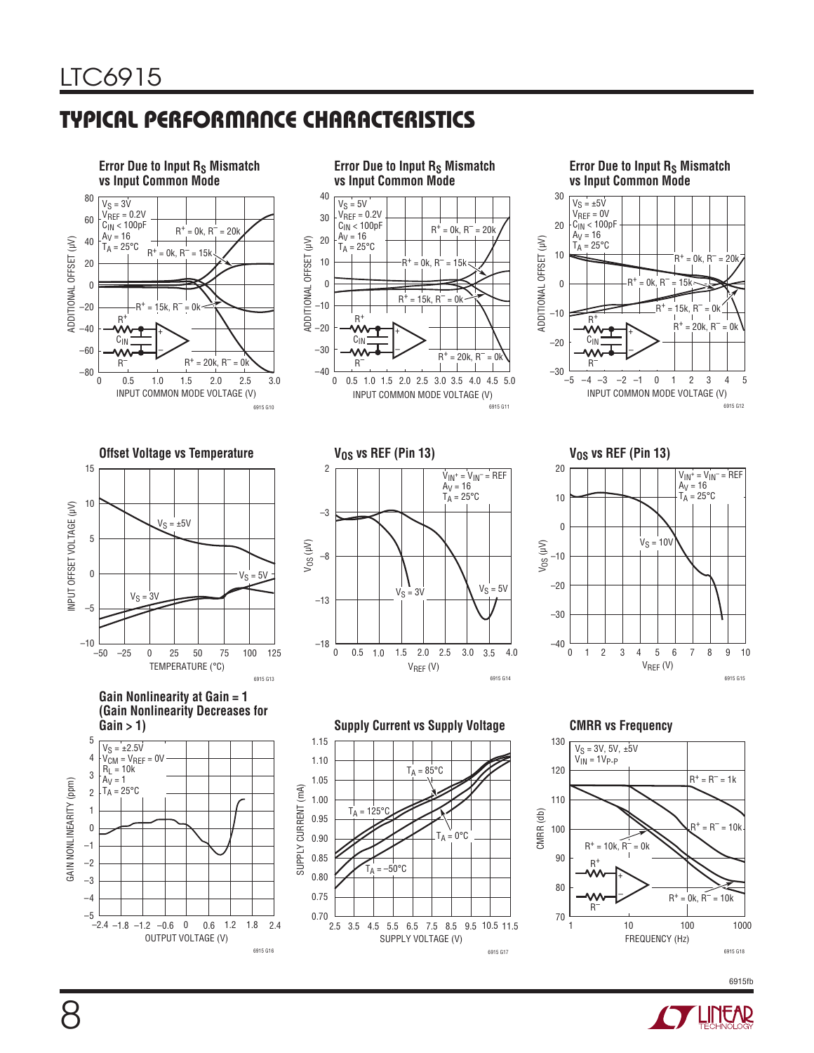## TYPICAL PERFORMANCE CHARACTERISTICS

**Error Due to Input $R_S$ Mismatch vs Input Common Mode**

$V_S$ = 3V, $V_{REF}$ = 0.2V, $C_{IN}$ < 100pF, $A_V$ = 16, $T_A$ = 25°C

Curves: $R^+$ = 0k, $R^-$ = 20k; $R^+$ = 0k, $R^-$ = 15k; $R^+$ = 15k, $R^-$ = 0k; $R^+$ = 20k, $R^-$ = 0k

ADDITIONAL OFFSET (µV) vs INPUT COMMON MODE VOLTAGE (V)

6915 G10

**Error Due to Input $R_S$ Mismatch vs Input Common Mode**

$V_S$ = 5V, $V_{REF}$ = 0.2V, $C_{IN}$ < 100pF, $A_V$ = 16, $T_A$ = 25°C

Curves: $R^+$ = 0k, $R^-$ = 20k; $R^+$ = 0k, $R^-$ = 15k; $R^+$ = 15k, $R^-$ = 0k; $R^+$ = 20k, $R^-$ = 0k

ADDITIONAL OFFSET (µV) vs INPUT COMMON MODE VOLTAGE (V)

6915 G11

**Error Due to Input $R_S$ Mismatch vs Input Common Mode**

$V_S$ = ±5V, $V_{REF}$ = 0V, $C_{IN}$ < 100pF, $A_V$ = 16, $T_A$ = 25°C

Curves: $R^+$ = 0k, $R^-$ = 20k; $R^+$ = 0k, $R^-$ = 15k; $R^+$ = 15k, $R^-$ = 0k; $R^+$ = 20k, $R^-$ = 0k

ADDITIONAL OFFSET (µV) vs INPUT COMMON MODE VOLTAGE (V)

6915 G12

**Offset Voltage vs Temperature**

Curves: $V_S$ = ±5V; $V_S$ = 5V; $V_S$ = 3V

INPUT OFFSET VOLTAGE (µV) vs TEMPERATURE (°C)

6915 G13

**$V_{OS}$ vs REF (Pin 13)**

$V_{IN^+}$ = $V_{IN^-}$ = REF, $A_V$ = 16, $T_A$ = 25°C

Curves: $V_S$ = 3V; $V_S$ = 5V

$V_{OS}$ (µV) vs $V_{REF}$ (V)

6915 G14

**$V_{OS}$ vs REF (Pin 13)**

$V_{IN^+}$ = $V_{IN^-}$ = REF, $A_V$ = 16, $T_A$ = 25°C

Curve: $V_S$ = 10V

$V_{OS}$ (µV) vs $V_{REF}$ (V)

6915 G15

**Gain Nonlinearity at Gain = 1 (Gain Nonlinearity Decreases for Gain > 1)**

$V_S$ = ±2.5V, $V_{CM}$ = $V_{REF}$ = 0V, $R_L$ = 10k, $A_V$ = 1, $T_A$ = 25°C

GAIN NONLINEARITY (ppm) vs OUTPUT VOLTAGE (V)

6915 G16

**Supply Current vs Supply Voltage**

Curves: $T_A$ = 85°C; $T_A$ = 125°C; $T_A$ = 0°C; $T_A$ = –50°C

SUPPLY CURRENT (mA) vs SUPPLY VOLTAGE (V)

6915 G17

**CMRR vs Frequency**

$V_S$ = 3V, 5V, ±5V, $V_{IN}$ = $1V_{P-P}$

Curves: $R^+$ = $R^-$ = 1k; $R^+$ = $R^-$ = 10k; $R^+$ = 10k, $R^-$ = 0k; $R^+$ = 0k, $R^-$ = 10k

CMRR (db) vs FREQUENCY (Hz)

6915 G18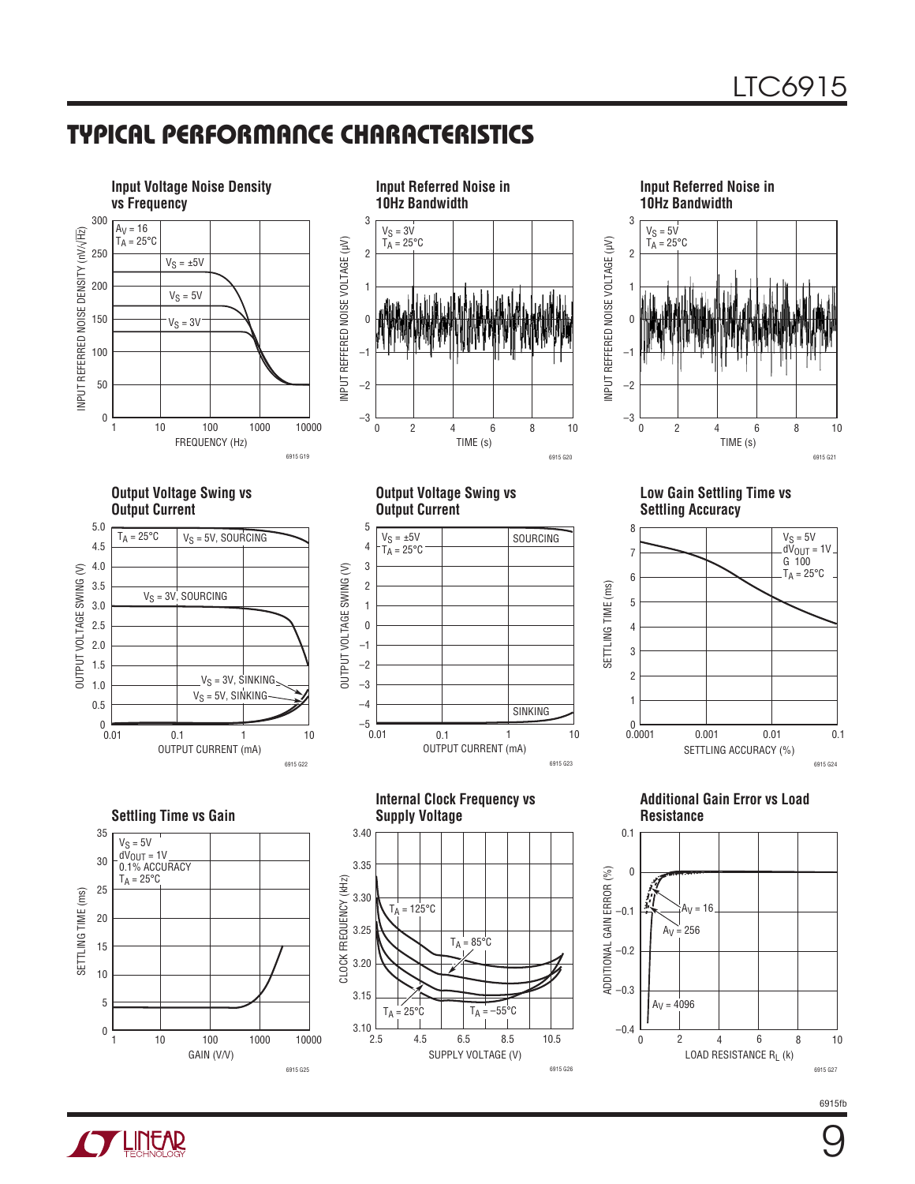## TYPICAL PERFORMANCE CHARACTERISTICS

**Input Voltage Noise Density vs Frequency**

$A_V = 16$
$T_A = 25°C$
$V_S = \pm 5V$
$V_S = 5V$
$V_S = 3V$

INPUT REFERRED NOISE DENSITY (nV/√Hz)
FREQUENCY (Hz)

6915 G19

**Input Referred Noise in 10Hz Bandwidth**

$V_S = 3V$
$T_A = 25°C$

INPUT REFFERED NOISE VOLTAGE (µV)
TIME (s)

6915 G20

**Input Referred Noise in 10Hz Bandwidth**

$V_S = 5V$
$T_A = 25°C$

INPUT REFFERED NOISE VOLTAGE (µV)
TIME (s)

6915 G21

**Output Voltage Swing vs Output Current**

$T_A = 25°C$
$V_S = 5V$, SOURCING
$V_S = 3V$, SOURCING
$V_S = 3V$, SINKING
$V_S = 5V$, SINKING

OUTPUT VOLTAGE SWING (V)
OUTPUT CURRENT (mA)

6915 G22

**Output Voltage Swing vs Output Current**

$V_S = \pm 5V$
$T_A = 25°C$
SOURCING
SINKING

OUTPUT VOLTAGE SWING (V)
OUTPUT CURRENT (mA)

6915 G23

**Low Gain Settling Time vs Settling Accuracy**

$V_S = 5V$
$dV_{OUT} = 1V$
G 100
$T_A = 25°C$

SETTLING TIME (ms)
SETTLING ACCURACY (%)

6915 G24

**Settling Time vs Gain**

$V_S = 5V$
$dV_{OUT} = 1V$
0.1% ACCURACY
$T_A = 25°C$

SETTLING TIME (ms)
GAIN (V/V)

6915 G25

**Internal Clock Frequency vs Supply Voltage**

$T_A = 125°C$
$T_A = 85°C$
$T_A = 25°C$
$T_A = -55°C$

CLOCK FREQUENCY (kHz)
SUPPLY VOLTAGE (V)

6915 G26

**Additional Gain Error vs Load Resistance**

$A_V = 16$
$A_V = 256$
$A_V = 4096$

ADDITIONAL GAIN ERROR (%)
LOAD RESISTANCE $R_L$ (k)

6915 G27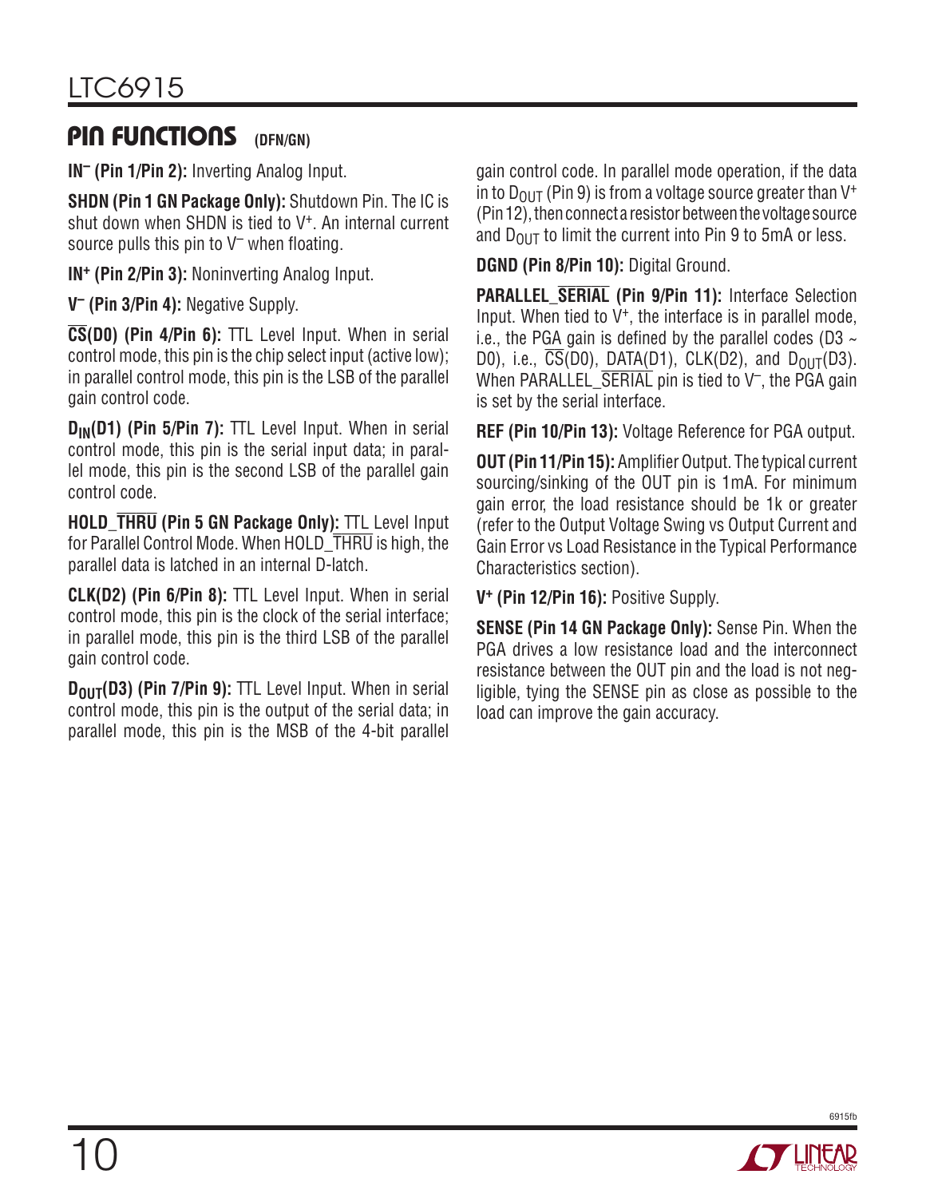## PIN FUNCTIONS (DFN/GN)

**$IN^-$ (Pin 1/Pin 2):** Inverting Analog Input.

**SHDN (Pin 1 GN Package Only):** Shutdown Pin. The IC is shut down when SHDN is tied to $V^+$. An internal current source pulls this pin to $V^-$ when floating.

**$IN^+$ (Pin 2/Pin 3):** Noninverting Analog Input.

**$V^-$ (Pin 3/Pin 4):** Negative Supply.

**$\overline{CS}$(D0) (Pin 4/Pin 6):** TTL Level Input. When in serial control mode, this pin is the chip select input (active low); in parallel control mode, this pin is the LSB of the parallel gain control code.

**$D_{IN}$(D1) (Pin 5/Pin 7):** TTL Level Input. When in serial control mode, this pin is the serial input data; in parallel mode, this pin is the second LSB of the parallel gain control code.

**HOLD_$\overline{THRU}$ (Pin 5 GN Package Only):** TTL Level Input for Parallel Control Mode. When HOLD_$\overline{THRU}$ is high, the parallel data is latched in an internal D-latch.

**CLK(D2) (Pin 6/Pin 8):** TTL Level Input. When in serial control mode, this pin is the clock of the serial interface; in parallel mode, this pin is the third LSB of the parallel gain control code.

**$D_{OUT}$(D3) (Pin 7/Pin 9):** TTL Level Input. When in serial control mode, this pin is the output of the serial data; in parallel mode, this pin is the MSB of the 4-bit parallel gain control code. In parallel mode operation, if the data in to $D_{OUT}$ (Pin 9) is from a voltage source greater than $V^+$ (Pin 12), then connect a resistor between the voltage source and $D_{OUT}$ to limit the current into Pin 9 to 5mA or less.

**DGND (Pin 8/Pin 10):** Digital Ground.

**PARALLEL_$\overline{SERIAL}$ (Pin 9/Pin 11):** Interface Selection Input. When tied to $V^+$, the interface is in parallel mode, i.e., the PGA gain is defined by the parallel codes (D3 ~ D0), i.e., $\overline{CS}$(D0), DATA(D1), CLK(D2), and $D_{OUT}$(D3). When PARALLEL_$\overline{SERIAL}$ pin is tied to $V^-$, the PGA gain is set by the serial interface.

**REF (Pin 10/Pin 13):** Voltage Reference for PGA output.

**OUT (Pin 11/Pin 15):** Amplifier Output. The typical current sourcing/sinking of the OUT pin is 1mA. For minimum gain error, the load resistance should be 1k or greater (refer to the Output Voltage Swing vs Output Current and Gain Error vs Load Resistance in the Typical Performance Characteristics section).

**$V^+$ (Pin 12/Pin 16):** Positive Supply.

**SENSE (Pin 14 GN Package Only):** Sense Pin. When the PGA drives a low resistance load and the interconnect resistance between the OUT pin and the load is not negligible, tying the SENSE pin as close as possible to the load can improve the gain accuracy.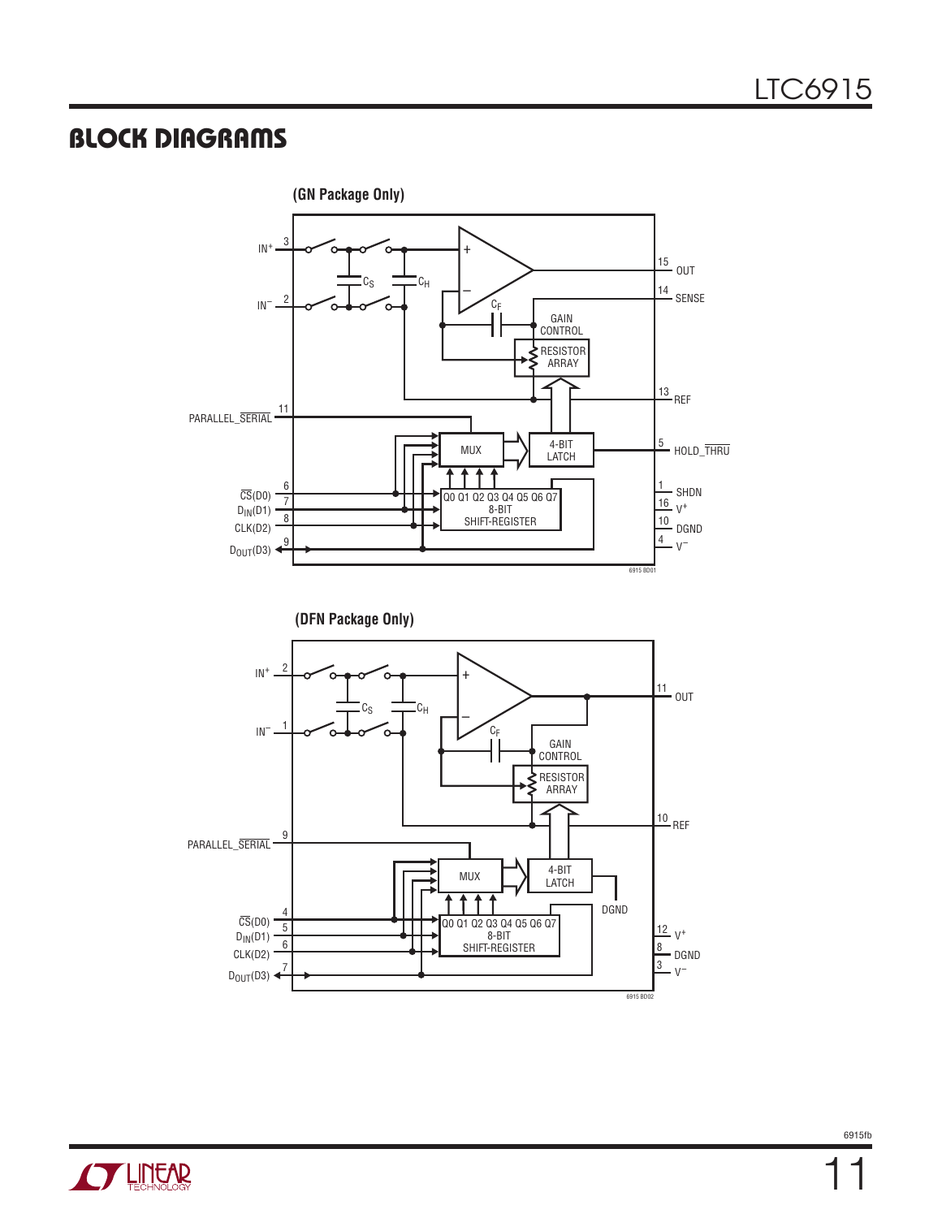## BLOCK DIAGRAMS

**(GN Package Only)**

**(DFN Package Only)**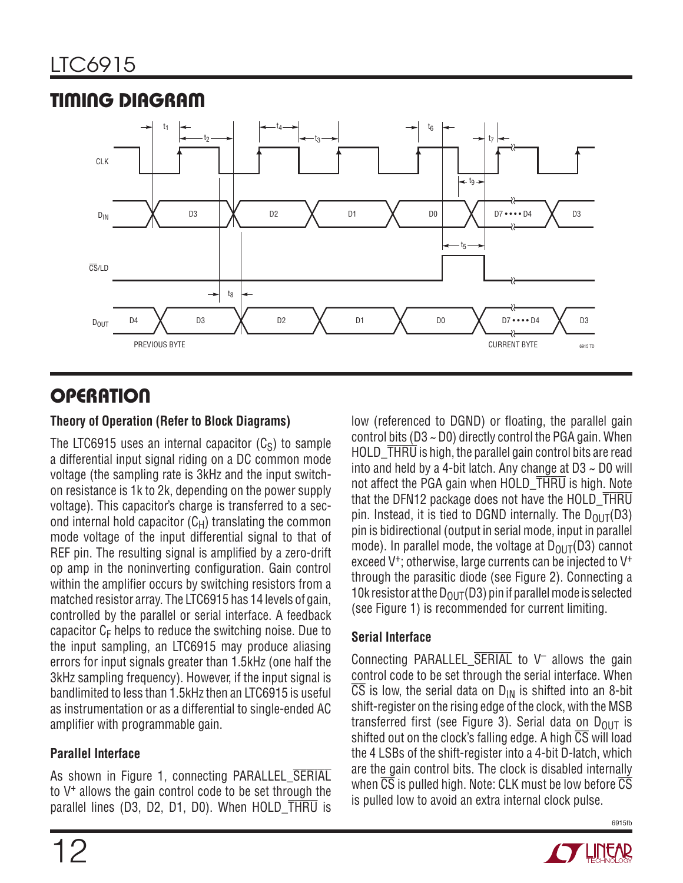## TIMING DIAGRAM

CLK

$D_{IN}$ D3 D2 D1 D0 D7 • • • • D4 D3

$\overline{CS}$/LD

$D_{OUT}$ D4 D3 D2 D1 D0 D7 • • • • D4 D3

PREVIOUS BYTE CURRENT BYTE

$t_1$ $t_2$ $t_3$ $t_4$ $t_5$ $t_6$ $t_7$ $t_8$ $t_9$

6915 TD

## OPERATION

### Theory of Operation (Refer to Block Diagrams)

The LTC6915 uses an internal capacitor ($C_S$) to sample a differential input signal riding on a DC common mode voltage (the sampling rate is 3kHz and the input switch-on resistance is 1k to 2k, depending on the power supply voltage). This capacitor's charge is transferred to a second internal hold capacitor ($C_H$) translating the common mode voltage of the input differential signal to that of REF pin. The resulting signal is amplified by a zero-drift op amp in the noninverting configuration. Gain control within the amplifier occurs by switching resistors from a matched resistor array. The LTC6915 has 14 levels of gain, controlled by the parallel or serial interface. A feedback capacitor $C_F$ helps to reduce the switching noise. Due to the input sampling, an LTC6915 may produce aliasing errors for input signals greater than 1.5kHz (one half the 3kHz sampling frequency). However, if the input signal is bandlimited to less than 1.5kHz then an LTC6915 is useful as instrumentation or as a differential to single-ended AC amplifier with programmable gain.

### Parallel Interface

As shown in Figure 1, connecting PARALLEL_$\overline{\text{SERIAL}}$ to $V^+$ allows the gain control code to be set through the parallel lines (D3, D2, D1, D0). When HOLD_$\overline{\text{THRU}}$ is low (referenced to DGND) or floating, the parallel gain control bits (D3 ~ D0) directly control the PGA gain. When HOLD_$\overline{\text{THRU}}$ is high, the parallel gain control bits are read into and held by a 4-bit latch. Any change at D3 ~ D0 will not affect the PGA gain when HOLD_$\overline{\text{THRU}}$ is high. Note that the DFN12 package does not have the HOLD_$\overline{\text{THRU}}$ pin. Instead, it is tied to DGND internally. The $D_{OUT}$(D3) pin is bidirectional (output in serial mode, input in parallel mode). In parallel mode, the voltage at $D_{OUT}$(D3) cannot exceed $V^+$; otherwise, large currents can be injected to $V^+$ through the parasitic diode (see Figure 2). Connecting a 10k resistor at the $D_{OUT}$(D3) pin if parallel mode is selected (see Figure 1) is recommended for current limiting.

### Serial Interface

Connecting PARALLEL_$\overline{\text{SERIAL}}$ to $V^-$ allows the gain control code to be set through the serial interface. When $\overline{\text{CS}}$ is low, the serial data on $D_{IN}$ is shifted into an 8-bit shift-register on the rising edge of the clock, with the MSB transferred first (see Figure 3). Serial data on $D_{OUT}$ is shifted out on the clock's falling edge. A high $\overline{\text{CS}}$ will load the 4 LSBs of the shift-register into a 4-bit D-latch, which are the gain control bits. The clock is disabled internally when $\overline{\text{CS}}$ is pulled high. Note: CLK must be low before $\overline{\text{CS}}$ is pulled low to avoid an extra internal clock pulse.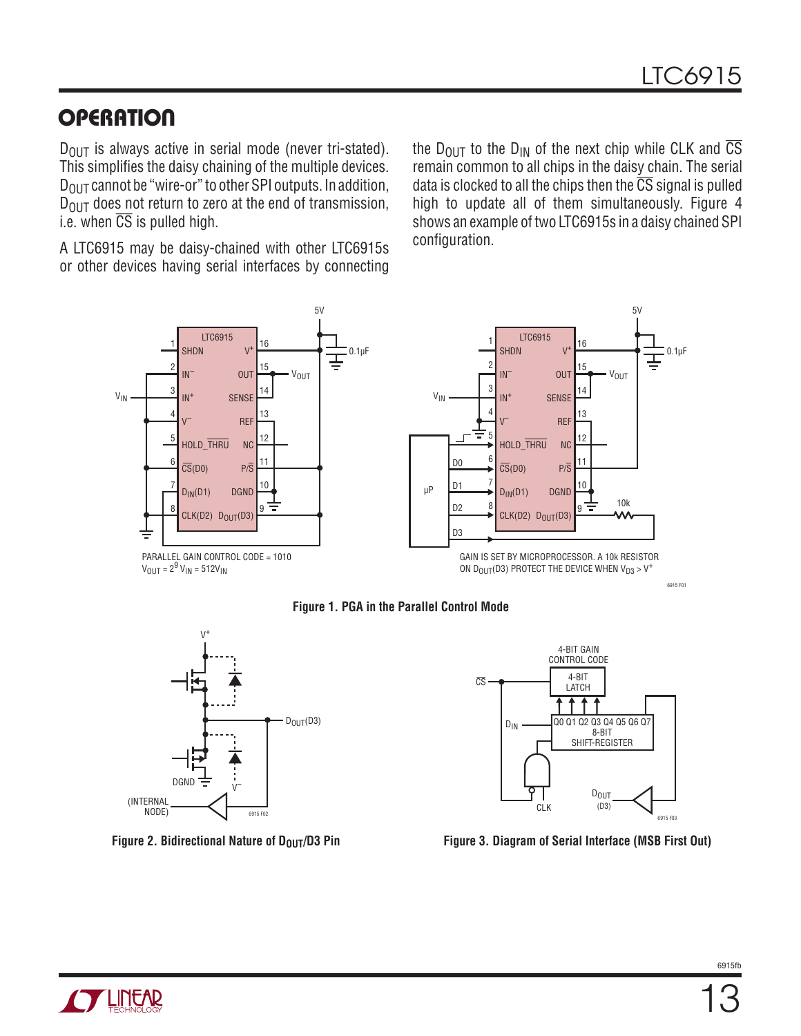## OPERATION

$D_{OUT}$ is always active in serial mode (never tri-stated). This simplifies the daisy chaining of the multiple devices. $D_{OUT}$ cannot be "wire-or" to other SPI outputs. In addition, $D_{OUT}$ does not return to zero at the end of transmission, i.e. when $\overline{CS}$ is pulled high.

A LTC6915 may be daisy-chained with other LTC6915s or other devices having serial interfaces by connecting the $D_{OUT}$ to the $D_{IN}$ of the next chip while CLK and $\overline{CS}$ remain common to all chips in the daisy chain. The serial data is clocked to all the chips then the $\overline{CS}$ signal is pulled high to update all of them simultaneously. Figure 4 shows an example of two LTC6915s in a daisy chained SPI configuration.

PARALLEL GAIN CONTROL CODE = 1010
$V_{OUT} = 2^9 V_{IN} = 512V_{IN}$

GAIN IS SET BY MICROPROCESSOR. A 10k RESISTOR ON $D_{OUT}$(D3) PROTECT THE DEVICE WHEN $V_{D3} > V^+$

**Figure 1. PGA in the Parallel Control Mode**

**Figure 2. Bidirectional Nature of $D_{OUT}$/D3 Pin**

**Figure 3. Diagram of Serial Interface (MSB First Out)**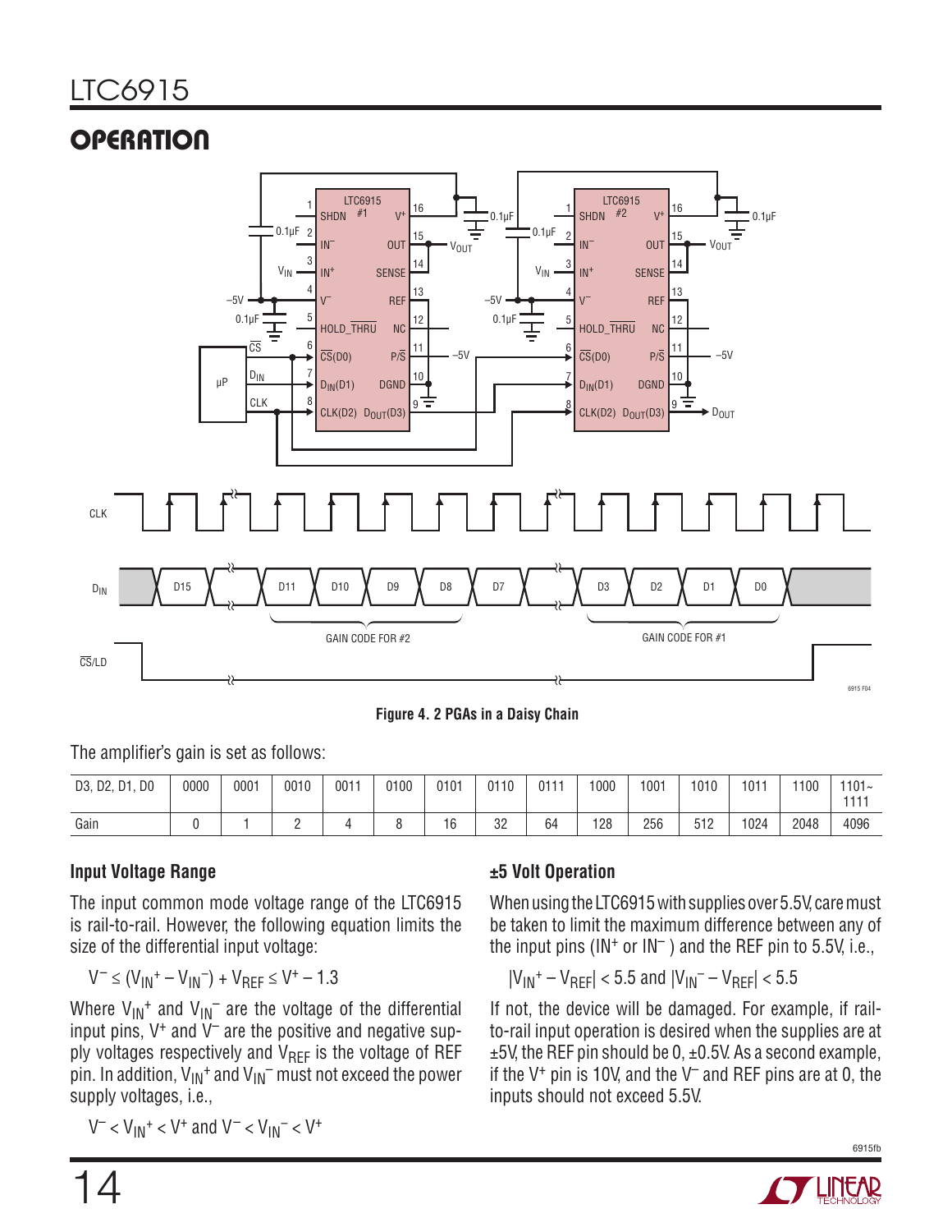## OPERATION

Figure 4. 2 PGAs in a Daisy Chain

The amplifier's gain is set as follows:

| D3, D2, D1, D0 | 0000 | 0001 | 0010 | 0011 | 0100 | 0101 | 0110 | 0111 | 1000 | 1001 | 1010 | 1011 | 1100 | 1101~1111 |
|---|---|---|---|---|---|---|---|---|---|---|---|---|---|---|
| Gain | 0 | 1 | 2 | 4 | 8 | 16 | 32 | 64 | 128 | 256 | 512 | 1024 | 2048 | 4096 |

### Input Voltage Range

The input common mode voltage range of the LTC6915 is rail-to-rail. However, the following equation limits the size of the differential input voltage:

$$V^- \leq (V_{IN}^+ - V_{IN}^-) + V_{REF} \leq V^+ - 1.3$$

Where $V_{IN}^+$ and $V_{IN}^-$ are the voltage of the differential input pins, $V^+$ and $V^-$ are the positive and negative supply voltages respectively and $V_{REF}$ is the voltage of REF pin. In addition, $V_{IN}^+$ and $V_{IN}^-$ must not exceed the power supply voltages, i.e.,

$$V^- < V_{IN}^+ < V^+ \text{ and } V^- < V_{IN}^- < V^+$$

### ±5 Volt Operation

When using the LTC6915 with supplies over 5.5V, care must be taken to limit the maximum difference between any of the input pins ($IN^+$ or $IN^-$) and the REF pin to 5.5V, i.e.,

$$|V_{IN}^+ - V_{REF}| < 5.5 \text{ and } |V_{IN}^- - V_{REF}| < 5.5$$

If not, the device will be damaged. For example, if rail-to-rail input operation is desired when the supplies are at ±5V, the REF pin should be 0, ±0.5V. As a second example, if the $V^+$ pin is 10V, and the $V^-$ and REF pins are at 0, the inputs should not exceed 5.5V.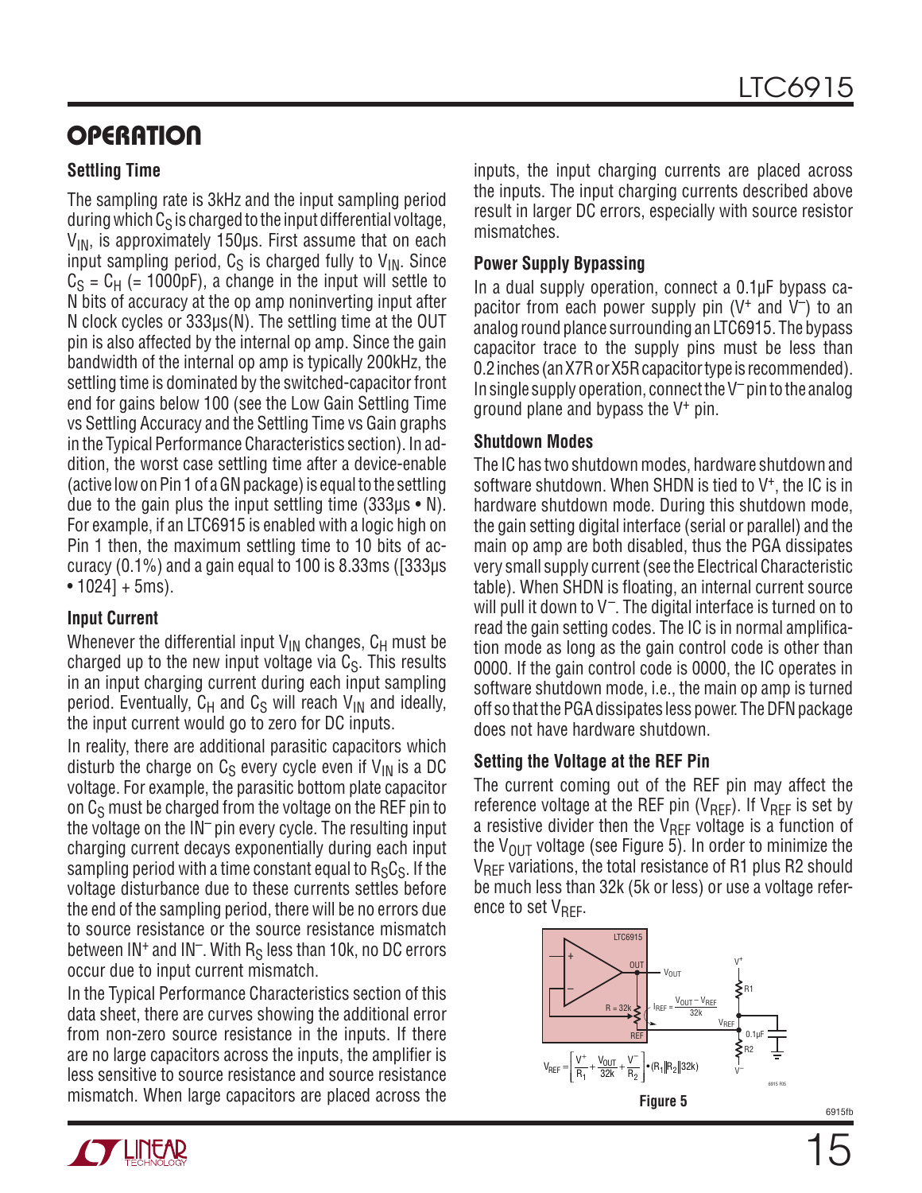## OPERATION

### Settling Time

The sampling rate is 3kHz and the input sampling period during which $C_S$ is charged to the input differential voltage, $V_{IN}$, is approximately 150µs. First assume that on each input sampling period, $C_S$ is charged fully to $V_{IN}$. Since $C_S = C_H$ (= 1000pF), a change in the input will settle to N bits of accuracy at the op amp noninverting input after N clock cycles or 333µs(N). The settling time at the OUT pin is also affected by the internal op amp. Since the gain bandwidth of the internal op amp is typically 200kHz, the settling time is dominated by the switched-capacitor front end for gains below 100 (see the Low Gain Settling Time vs Settling Accuracy and the Settling Time vs Gain graphs in the Typical Performance Characteristics section). In addition, the worst case settling time after a device-enable (active low on Pin 1 of a GN package) is equal to the settling due to the gain plus the input settling time (333µs • N). For example, if an LTC6915 is enabled with a logic high on Pin 1 then, the maximum settling time to 10 bits of accuracy (0.1%) and a gain equal to 100 is 8.33ms ([333µs • 1024] + 5ms).

### Input Current

Whenever the differential input $V_{IN}$ changes, $C_H$ must be charged up to the new input voltage via $C_S$. This results in an input charging current during each input sampling period. Eventually, $C_H$ and $C_S$ will reach $V_{IN}$ and ideally, the input current would go to zero for DC inputs.

In reality, there are additional parasitic capacitors which disturb the charge on $C_S$ every cycle even if $V_{IN}$ is a DC voltage. For example, the parasitic bottom plate capacitor on $C_S$ must be charged from the voltage on the REF pin to the voltage on the $IN^-$ pin every cycle. The resulting input charging current decays exponentially during each input sampling period with a time constant equal to $R_SC_S$. If the voltage disturbance due to these currents settles before the end of the sampling period, there will be no errors due to source resistance or the source resistance mismatch between $IN^+$ and $IN^-$. With $R_S$ less than 10k, no DC errors occur due to input current mismatch.

In the Typical Performance Characteristics section of this data sheet, there are curves showing the additional error from non-zero source resistance in the inputs. If there are no large capacitors across the inputs, the amplifier is less sensitive to source resistance and source resistance mismatch. When large capacitors are placed across the inputs, the input charging currents are placed across the inputs. The input charging currents described above result in larger DC errors, especially with source resistor mismatches.

### Power Supply Bypassing

In a dual supply operation, connect a 0.1µF bypass capacitor from each power supply pin ($V^+$ and $V^-$) to an analog round plance surrounding an LTC6915. The bypass capacitor trace to the supply pins must be less than 0.2 inches (an X7R or X5R capacitor type is recommended). In single supply operation, connect the $V^-$ pin to the analog ground plane and bypass the $V^+$ pin.

### Shutdown Modes

The IC has two shutdown modes, hardware shutdown and software shutdown. When SHDN is tied to $V^+$, the IC is in hardware shutdown mode. During this shutdown mode, the gain setting digital interface (serial or parallel) and the main op amp are both disabled, thus the PGA dissipates very small supply current (see the Electrical Characteristic table). When SHDN is floating, an internal current source will pull it down to $V^-$. The digital interface is turned on to read the gain setting codes. The IC is in normal amplification mode as long as the gain control code is other than 0000. If the gain control code is 0000, the IC operates in software shutdown mode, i.e., the main op amp is turned off so that the PGA dissipates less power. The DFN package does not have hardware shutdown.

### Setting the Voltage at the REF Pin

The current coming out of the REF pin may affect the reference voltage at the REF pin ($V_{REF}$). If $V_{REF}$ is set by a resistive divider then the $V_{REF}$ voltage is a function of the $V_{OUT}$ voltage (see Figure 5). In order to minimize the $V_{REF}$ variations, the total resistance of R1 plus R2 should be much less than 32k (5k or less) or use a voltage reference to set $V_{REF}$.

$$I_{REF} = \frac{V_{OUT} - V_{REF}}{32k}$$

$$V_{REF} = \left[\frac{V^+}{R_1} + \frac{V_{OUT}}{32k} + \frac{V^-}{R_2}\right] \bullet (R_1 \| R_2 \| 32k)$$

Figure 5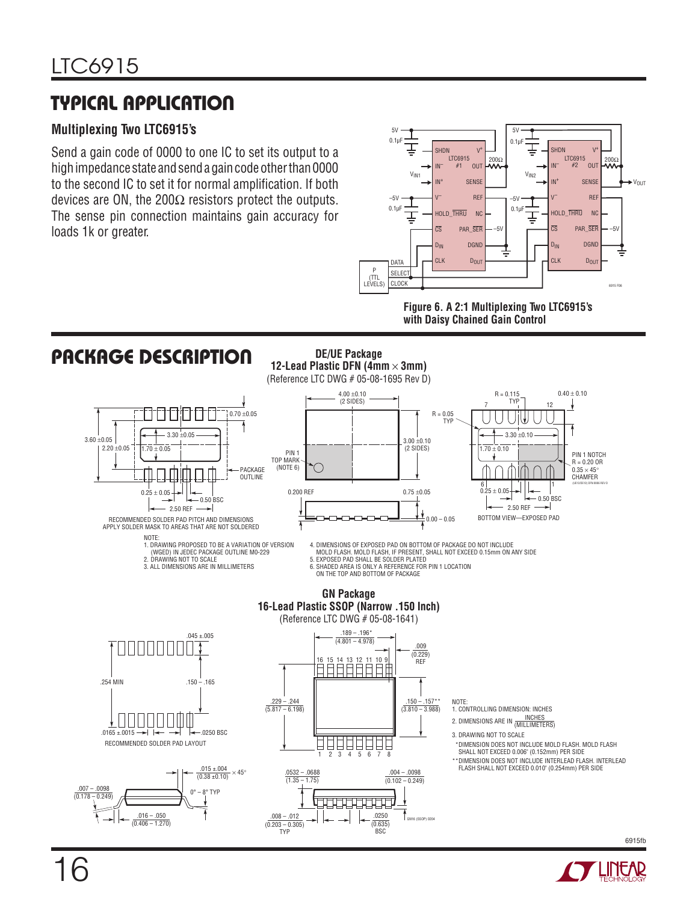## TYPICAL APPLICATION

### Multiplexing Two LTC6915's

Send a gain code of 0000 to one IC to set its output to a high impedance state and send a gain code other than 0000 to the second IC to set it for normal amplification. If both devices are ON, the 200Ω resistors protect the outputs. The sense pin connection maintains gain accuracy for loads 1k or greater.

**Figure 6. A 2:1 Multiplexing Two LTC6915's with Daisy Chained Gain Control**

## PACKAGE DESCRIPTION

### DE/UE Package
### 12-Lead Plastic DFN (4mm × 3mm)
(Reference LTC DWG # 05-08-1695 Rev D)

RECOMMENDED SOLDER PAD PITCH AND DIMENSIONS
APPLY SOLDER MASK TO AREAS THAT ARE NOT SOLDERED

BOTTOM VIEW—EXPOSED PAD

NOTE:
1. DRAWING PROPOSED TO BE A VARIATION OF VERSION (WGED) IN JEDEC PACKAGE OUTLINE M0-229
2. DRAWING NOT TO SCALE
3. ALL DIMENSIONS ARE IN MILLIMETERS
4. DIMENSIONS OF EXPOSED PAD ON BOTTOM OF PACKAGE DO NOT INCLUDE MOLD FLASH. MOLD FLASH, IF PRESENT, SHALL NOT EXCEED 0.15mm ON ANY SIDE
5. EXPOSED PAD SHALL BE SOLDER PLATED
6. SHADED AREA IS ONLY A REFERENCE FOR PIN 1 LOCATION ON THE TOP AND BOTTOM OF PACKAGE

### GN Package
### 16-Lead Plastic SSOP (Narrow .150 Inch)
(Reference LTC DWG # 05-08-1641)

RECOMMENDED SOLDER PAD LAYOUT

NOTE:
1. CONTROLLING DIMENSION: INCHES
2. DIMENSIONS ARE IN $\frac{\text{INCHES}}{\text{(MILLIMETERS)}}$
3. DRAWING NOT TO SCALE

\*DIMENSION DOES NOT INCLUDE MOLD FLASH. MOLD FLASH SHALL NOT EXCEED 0.006" (0.152mm) PER SIDE

\*\*DIMENSION DOES NOT INCLUDE INTERLEAD FLASH. INTERLEAD FLASH SHALL NOT EXCEED 0.010" (0.254mm) PER SIDE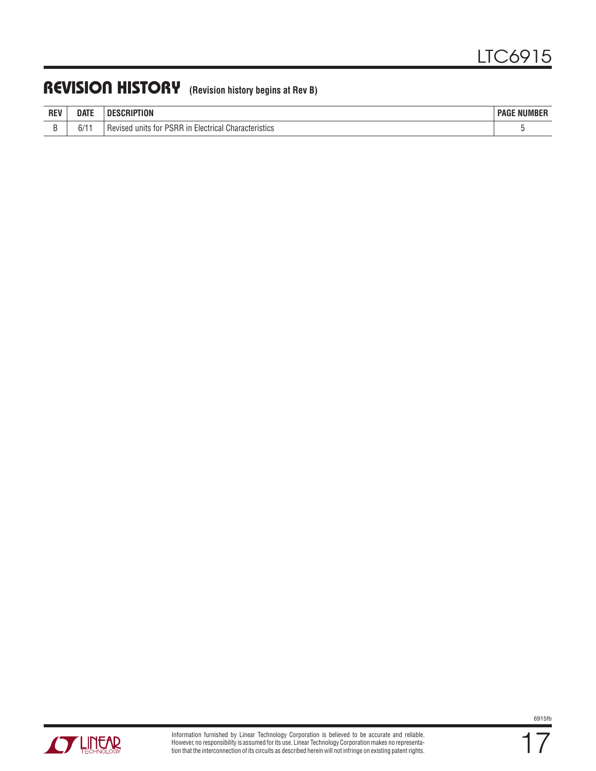## REVISION HISTORY (Revision history begins at Rev B)

| REV | DATE | DESCRIPTION | PAGE NUMBER |
|---|---|---|---|
| B | 6/11 | Revised units for PSRR in Electrical Characteristics | 5 |

Information furnished by Linear Technology Corporation is believed to be accurate and reliable. However, no responsibility is assumed for its use. Linear Technology Corporation makes no representation that the interconnection of its circuits as described herein will not infringe on existing patent rights.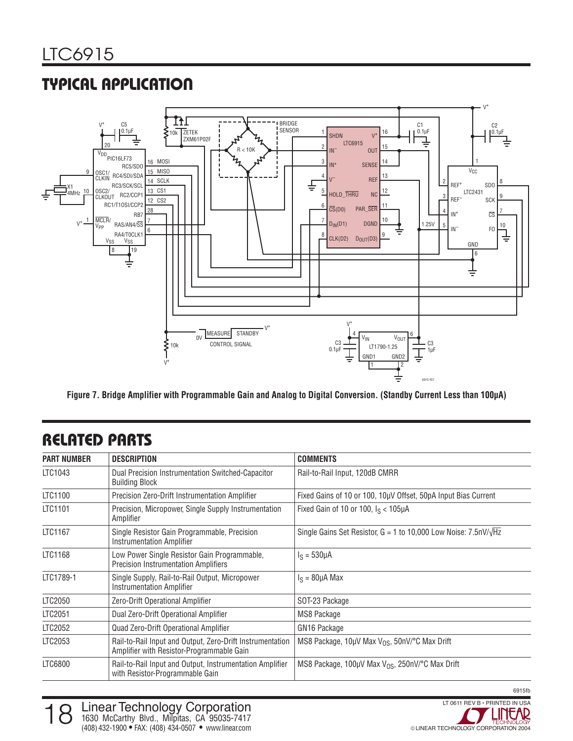## TYPICAL APPLICATION

Figure 7. Bridge Amplifier with Programmable Gain and Analog to Digital Conversion. (Standby Current Less than 100μA)

## RELATED PARTS

| PART NUMBER | DESCRIPTION | COMMENTS |
|---|---|---|
| LTC1043 | Dual Precision Instrumentation Switched-Capacitor Building Block | Rail-to-Rail Input, 120dB CMRR |
| LTC1100 | Precision Zero-Drift Instrumentation Amplifier | Fixed Gains of 10 or 100, 10μV Offset, 50pA Input Bias Current |
| LTC1101 | Precision, Micropower, Single Supply Instrumentation Amplifier | Fixed Gain of 10 or 100, $I_S$ < 105μA |
| LTC1167 | Single Resistor Gain Programmable, Precision Instrumentation Amplifier | Single Gains Set Resistor, G = 1 to 10,000 Low Noise: 7.5nV/√Hz |
| LTC1168 | Low Power Single Resistor Gain Programmable, Precision Instrumentation Amplifiers | $I_S$ = 530μA |
| LTC1789-1 | Single Supply, Rail-to-Rail Output, Micropower Instrumentation Amplifier | $I_S$ = 80μA Max |
| LTC2050 | Zero-Drift Operational Amplifier | SOT-23 Package |
| LTC2051 | Dual Zero-Drift Operational Amplifier | MS8 Package |
| LTC2052 | Quad Zero-Drift Operational Amplifier | GN16 Package |
| LTC2053 | Rail-to-Rail Input and Output, Zero-Drift Instrumentation Amplifier with Resistor-Programmable Gain | MS8 Package, 10μV Max $V_{OS}$, 50nV/°C Max Drift |
| LTC6800 | Rail-to-Rail Input and Output, Instrumentation Amplifier with Resistor-Programmable Gain | MS8 Package, 100μV Max $V_{OS}$, 250nV/°C Max Drift |

Linear Technology Corporation
1630 McCarthy Blvd., Milpitas, CA 95035-7417
(408) 432-1900 • FAX: (408) 434-0507 • www.linear.com

LT 0611 REV B • PRINTED IN USA
© LINEAR TECHNOLOGY CORPORATION 2004